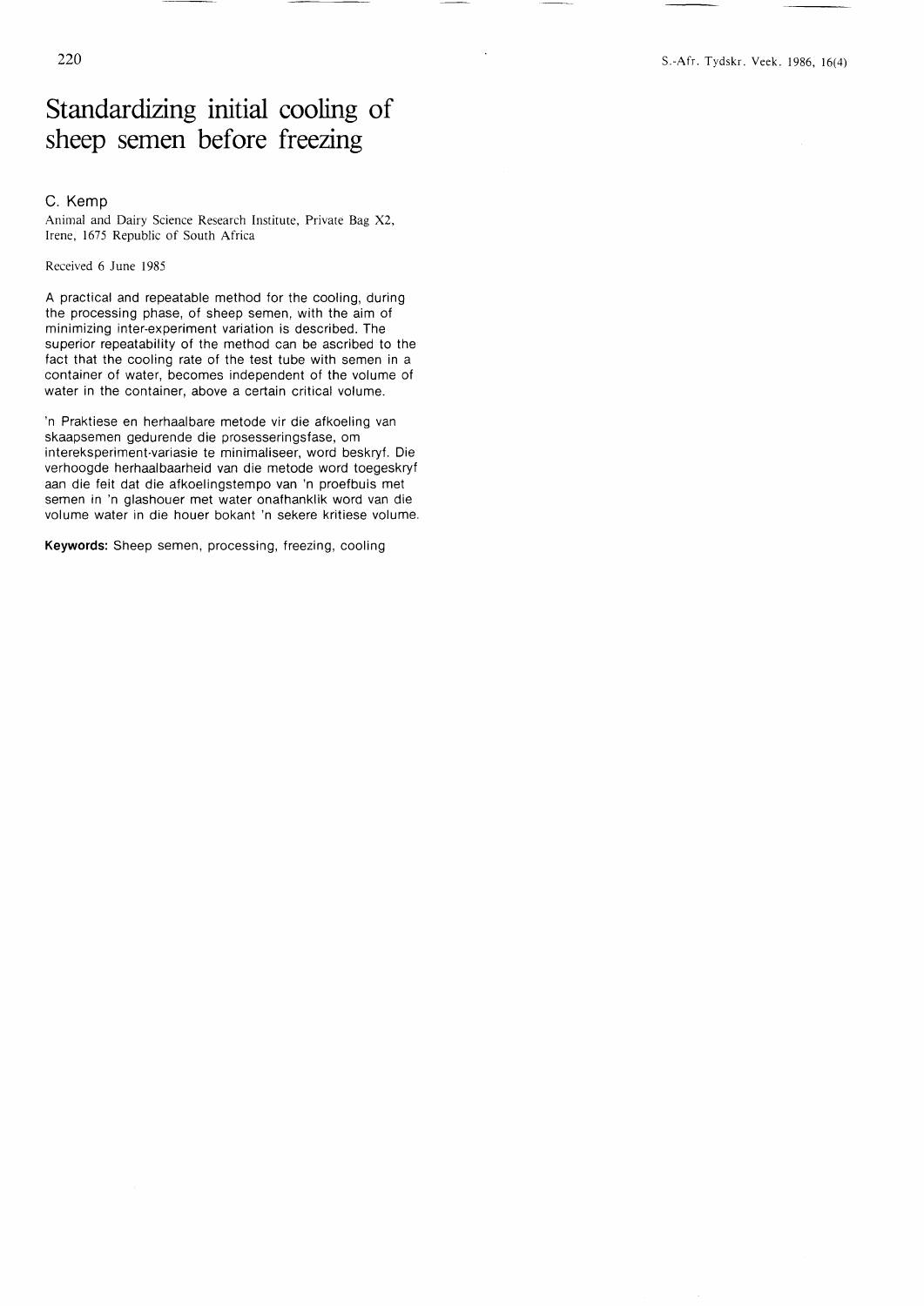# Standardizing initial cooling of sheep semen before freezing

C. Kemp

Animal and Dairy Science Research Institute, Private Bag X2, Irene, 1675 Republic of South Africa

Received 6 June 1985

A practical and repeatable method for the cooling, during the processing phase, of sheep semen, with the aim of minimizing inter-experiment variation is described. The superior repeatability of the method can be ascribed to the fact that the cooling rate of the test tube with semen in a container of water, becomes independent of the volume of water in the container, above a certain critical volume.

'n Praktiese en herhaalbare metode vir die afkoeling van skaapsemen gedurende die prosesseringsfase, om intereksperiment-variasie te minimaliseer, word beskryf. Die verhoogde herhaalbaarheid van die metode word toegeskryf aan die feit dat die afkoelingstempo van 'n proefbuis met semen in 'n glashouer met water onafhanklik word van die volume water in die houer bokant 'n sekere kritiese volume.

**Keywords:** Sheep semen, processing, freezing, cooling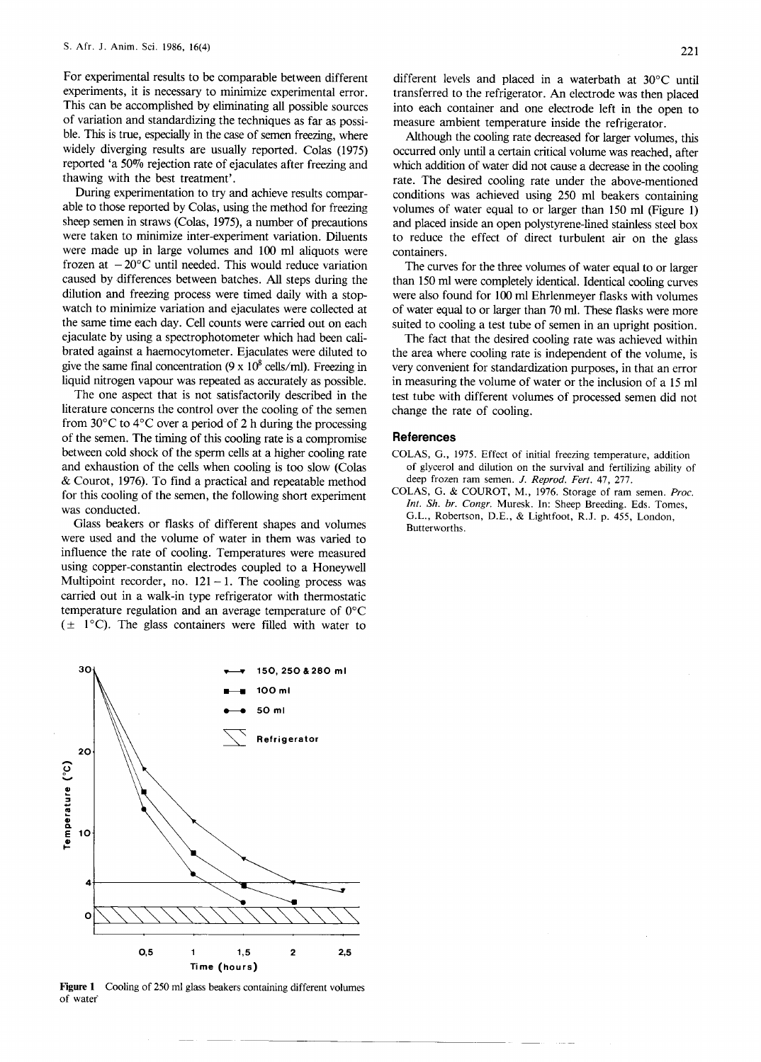For experimental results to be comparable between different experiments, it is necessary to minimize experimental error. This can be accomplished by eliminating all possible sources of variation and standardizing the techniques as far as possible. This is true, especially in the case of semen freezing, where widely diverging results are usually reported. Colas (1975) reported 'a 50% rejection rate of ejaculates after freezing and thawing with the best treatment'.

During experimentation to try and achieve results comparable to those reported by Colas, using the method for freezing sheep semen in straws (Colas, 1975), a number of precautions were taken to minimize inter-experiment variation. Diluents were made up in large volumes and 100 ml aliquots were frozen at $-20°C$ until needed. This would reduce variation caused by differences between batches. All steps during the dilution and freezing process were timed daily with a stopwatch to minimize variation and ejaculates were collected at the same time each day. Cell counts were carried out on each ejaculate by using a spectrophotometer which had been calibrated against a haemocytometer. Ejaculates were diluted to give the same final concentration ($9 \times 10^8$ cells/ml). Freezing in liquid nitrogen vapour was repeated as accurately as possible.

The one aspect that is not satisfactorily described in the literature concerns the control over the cooling of the semen from 30°C to 4°C over a period of 2 h during the processing of the semen. The timing of this cooling rate is a compromise between cold shock of the sperm cells at a higher cooling rate and exhaustion of the cells when cooling is too slow (Colas & Courot, 1976). To find a practical and repeatable method for this cooling of the semen, the following short experiment was conducted.

Glass beakers or flasks of different shapes and volumes were used and the volume of water in them was varied to influence the rate of cooling. Temperatures were measured using copper-constantin electrodes coupled to a Honeywell Multipoint recorder, no. 121 – 1. The cooling process was carried out in a walk-in type refrigerator with thermostatic temperature regulation and an average temperature of 0°C (± 1°C). The glass containers were filled with water to different levels and placed in a waterbath at 30°C until transferred to the refrigerator. An electrode was then placed into each container and one electrode left in the open to measure ambient temperature inside the refrigerator.

Although the cooling rate decreased for larger volumes, this occurred only until a certain critical volume was reached, after which addition of water did not cause a decrease in the cooling rate. The desired cooling rate under the above-mentioned conditions was achieved using 250 ml beakers containing volumes of water equal to or larger than 150 ml (Figure 1) and placed inside an open polystyrene-lined stainless steel box to reduce the effect of direct turbulent air on the glass containers.

The curves for the three volumes of water equal to or larger than 150 ml were completely identical. Identical cooling curves were also found for 100 ml Ehrlenmeyer flasks with volumes of water equal to or larger than 70 ml. These flasks were more suited to cooling a test tube of semen in an upright position.

The fact that the desired cooling rate was achieved within the area where cooling rate is independent of the volume, is very convenient for standardization purposes, in that an error in measuring the volume of water or the inclusion of a 15 ml test tube with different volumes of processed semen did not change the rate of cooling.

150, 250 & 280 ml
100 ml
50 ml
Refrigerator

Temperature (°C)
30
20
10
4
0

Time (hours)
0,5
1
1,5
2
2,5

**Figure 1** Cooling of 250 ml glass beakers containing different volumes of water

## References

COLAS, G., 1975. Effect of initial freezing temperature, addition of glycerol and dilution on the survival and fertilizing ability of deep frozen ram semen. *J. Reprod. Fert.* 47, 277.

COLAS, G. & COUROT, M., 1976. Storage of ram semen. *Proc. Int. Sh. br. Congr.* Muresk. In: Sheep Breeding. Eds. Tomes, G.L., Robertson, D.E., & Lightfoot, R.J. p. 455, London, Butterworths.